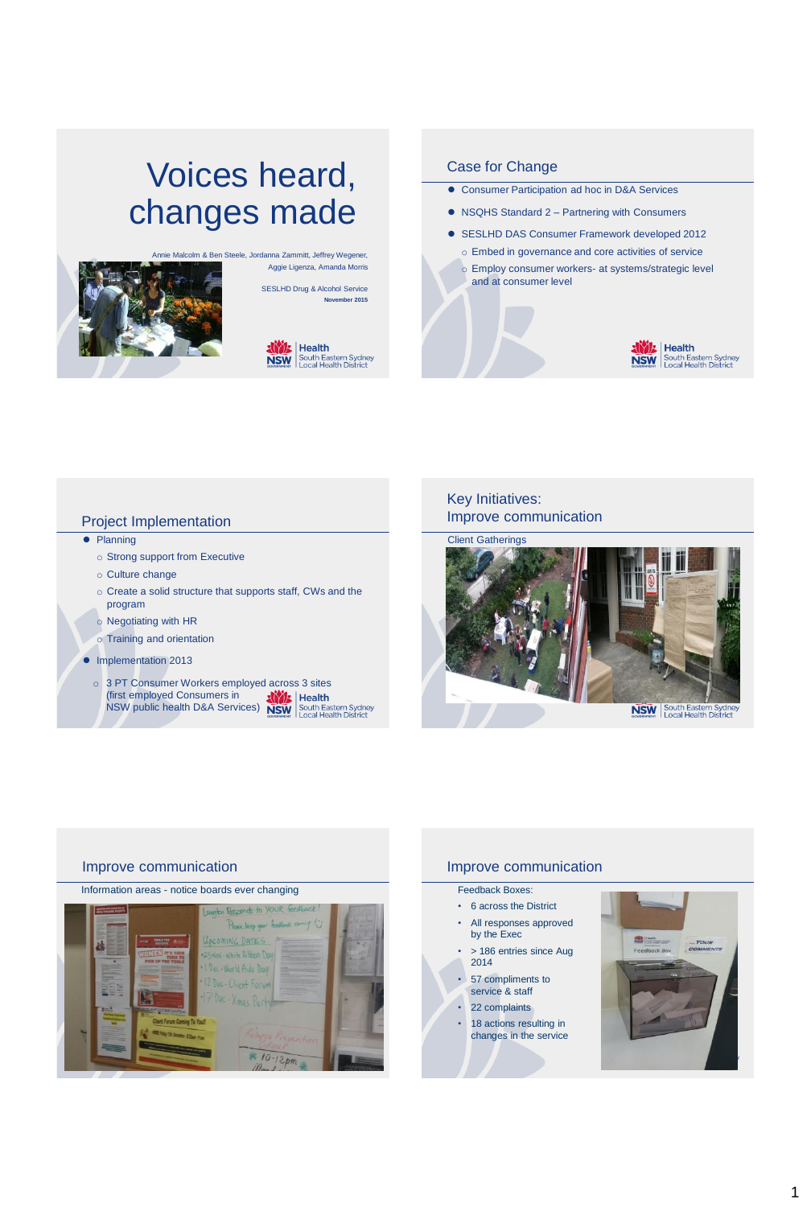# Voices heard, changes made

Annie Malcolm & Ben Steele, Jordanna Zammitt, Jeffrey Wegener, Aggie Ligenza, Amanda Morris

SESLHD Drug & Alcohol Service

**November 2015**

## Case for Change

- Consumer Participation ad hoc in D&A Services
- NSQHS Standard 2 – Partnering with Consumers
- SESLHD DAS Consumer Framework developed 2012
  - Embed in governance and core activities of service
  - Employ consumer workers- at systems/strategic level and at consumer level

## Project Implementation

- Planning
  - Strong support from Executive
  - Culture change
  - Create a solid structure that supports staff, CWs and the program
  - Negotiating with HR
  - Training and orientation
- Implementation 2013
  - 3 PT Consumer Workers employed across 3 sites (first employed Consumers in NSW public health D&A Services)

## Key Initiatives: Improve communication

Client Gatherings

## Improve communication

Information areas - notice boards ever changing

## Improve communication

Feedback Boxes:

- 6 across the District
- All responses approved by the Exec
- > 186 entries since Aug 2014
- 57 compliments to service & staff
- 22 complaints
- 18 actions resulting in changes in the service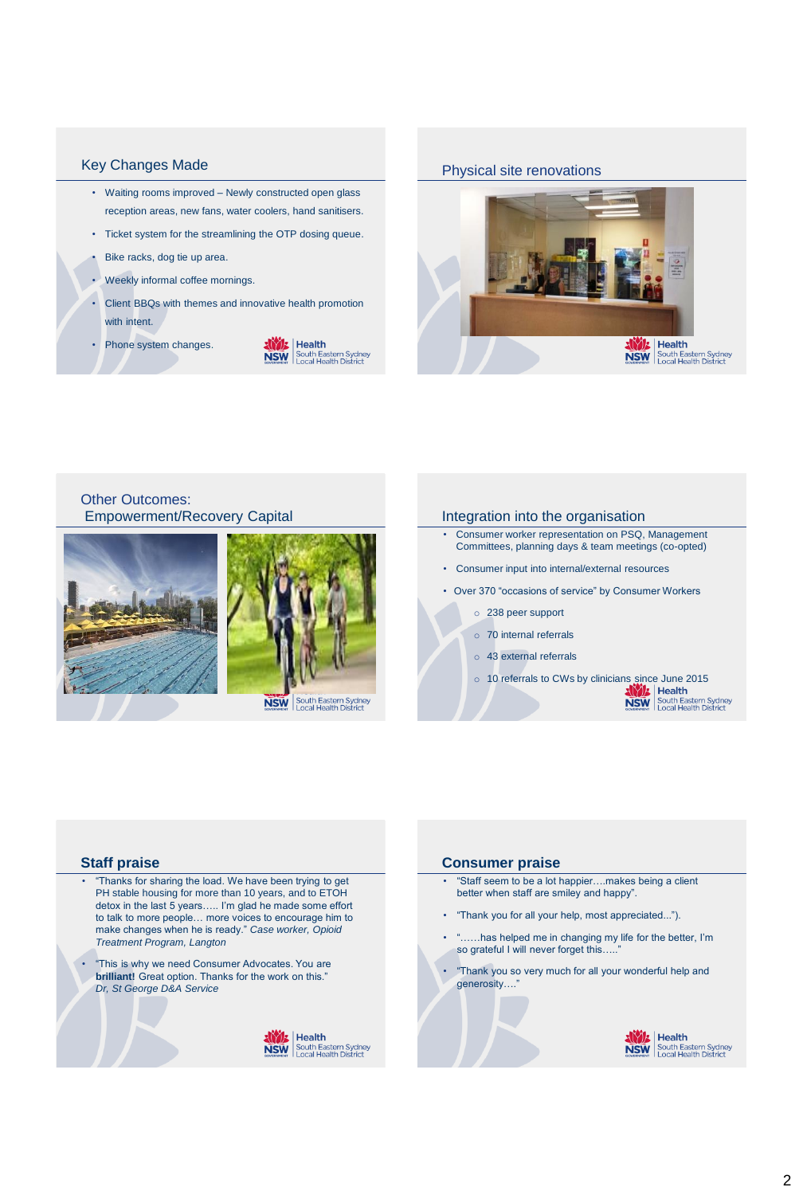## Key Changes Made

- Waiting rooms improved – Newly constructed open glass reception areas, new fans, water coolers, hand sanitisers.
- Ticket system for the streamlining the OTP dosing queue.
- Bike racks, dog tie up area.
- Weekly informal coffee mornings.
- Client BBQs with themes and innovative health promotion with intent.
- Phone system changes.

## Physical site renovations

## Other Outcomes: Empowerment/Recovery Capital

## Integration into the organisation

- Consumer worker representation on PSQ, Management Committees, planning days & team meetings (co-opted)
- Consumer input into internal/external resources
- Over 370 "occasions of service" by Consumer Workers
  - 238 peer support
  - 70 internal referrals
  - 43 external referrals
  - 10 referrals to CWs by clinicians since June 2015

## Staff praise

- "Thanks for sharing the load. We have been trying to get PH stable housing for more than 10 years, and to ETOH detox in the last 5 years….. I'm glad he made some effort to talk to more people… more voices to encourage him to make changes when he is ready." *Case worker, Opioid Treatment Program, Langton*
- "This is why we need Consumer Advocates. You are **brilliant!** Great option. Thanks for the work on this." *Dr, St George D&A Service*

## Consumer praise

- "Staff seem to be a lot happier….makes being a client better when staff are smiley and happy".
- "Thank you for all your help, most appreciated...").
- "……has helped me in changing my life for the better, I'm so grateful I will never forget this….."
- "Thank you so very much for all your wonderful help and generosity…."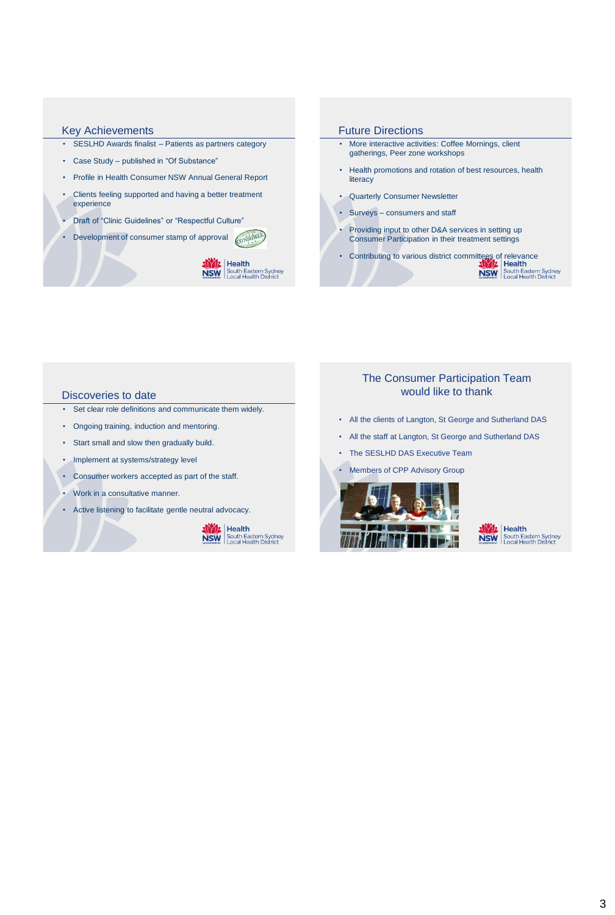## Key Achievements

- SESLHD Awards finalist – Patients as partners category
- Case Study – published in "Of Substance"
- Profile in Health Consumer NSW Annual General Report
- Clients feeling supported and having a better treatment experience
- Draft of "Clinic Guidelines" or "Respectful Culture"
- Development of consumer stamp of approval

## Future Directions

- More interactive activities: Coffee Mornings, client gatherings, Peer zone workshops
- Health promotions and rotation of best resources, health literacy
- Quarterly Consumer Newsletter
- Surveys – consumers and staff
- Providing input to other D&A services in setting up Consumer Participation in their treatment settings
- Contributing to various district committees of relevance

## Discoveries to date

- Set clear role definitions and communicate them widely.
- Ongoing training, induction and mentoring.
- Start small and slow then gradually build.
- Implement at systems/strategy level
- Consumer workers accepted as part of the staff.
- Work in a consultative manner.
- Active listening to facilitate gentle neutral advocacy.

## The Consumer Participation Team would like to thank

- All the clients of Langton, St George and Sutherland DAS
- All the staff at Langton, St George and Sutherland DAS
- The SESLHD DAS Executive Team
- Members of CPP Advisory Group